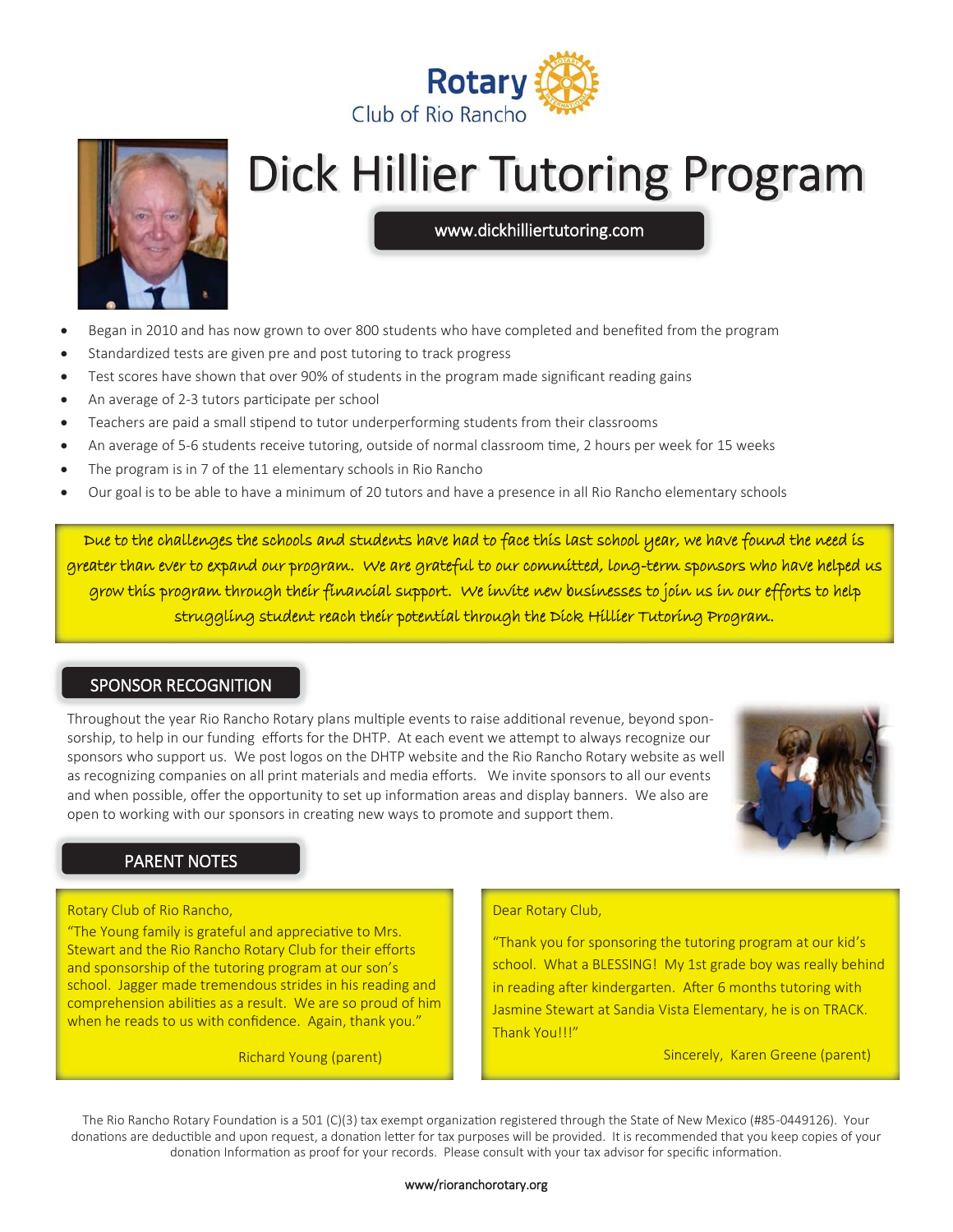Rotary Club of Rio Rancho

# Dick Hillier Tutoring Program

www.dickhilliertutoring.com

- Began in 2010 and has now grown to over 800 students who have completed and benefited from the program
- Standardized tests are given pre and post tutoring to track progress
- Test scores have shown that over 90% of students in the program made significant reading gains
- An average of 2-3 tutors participate per school
- Teachers are paid a small stipend to tutor underperforming students from their classrooms
- An average of 5-6 students receive tutoring, outside of normal classroom time, 2 hours per week for 15 weeks
- The program is in 7 of the 11 elementary schools in Rio Rancho
- Our goal is to be able to have a minimum of 20 tutors and have a presence in all Rio Rancho elementary schools

*Due to the challenges the schools and students have had to face this last school year, we have found the need is greater than ever to expand our program. We are grateful to our committed, long-term sponsors who have helped us grow this program through their financial support. We invite new businesses to join us in our efforts to help struggling student reach their potential through the Dick Hillier Tutoring Program.*

## SPONSOR RECOGNITION

Throughout the year Rio Rancho Rotary plans multiple events to raise additional revenue, beyond sponsorship, to help in our funding efforts for the DHTP. At each event we attempt to always recognize our sponsors who support us. We post logos on the DHTP website and the Rio Rancho Rotary website as well as recognizing companies on all print materials and media efforts. We invite sponsors to all our events and when possible, offer the opportunity to set up information areas and display banners. We also are open to working with our sponsors in creating new ways to promote and support them.

## PARENT NOTES

Rotary Club of Rio Rancho,
"The Young family is grateful and appreciative to Mrs. Stewart and the Rio Rancho Rotary Club for their efforts and sponsorship of the tutoring program at our son's school. Jagger made tremendous strides in his reading and comprehension abilities as a result. We are so proud of him when he reads to us with confidence. Again, thank you."

Richard Young (parent)

Dear Rotary Club,

"Thank you for sponsoring the tutoring program at our kid's school. What a BLESSING! My 1st grade boy was really behind in reading after kindergarten. After 6 months tutoring with Jasmine Stewart at Sandia Vista Elementary, he is on TRACK. Thank You!!!"

Sincerely, Karen Greene (parent)

The Rio Rancho Rotary Foundation is a 501 (C)(3) tax exempt organization registered through the State of New Mexico (#85-0449126). Your donations are deductible and upon request, a donation letter for tax purposes will be provided. It is recommended that you keep copies of your donation Information as proof for your records. Please consult with your tax advisor for specific information.

www/rioranchorotary.org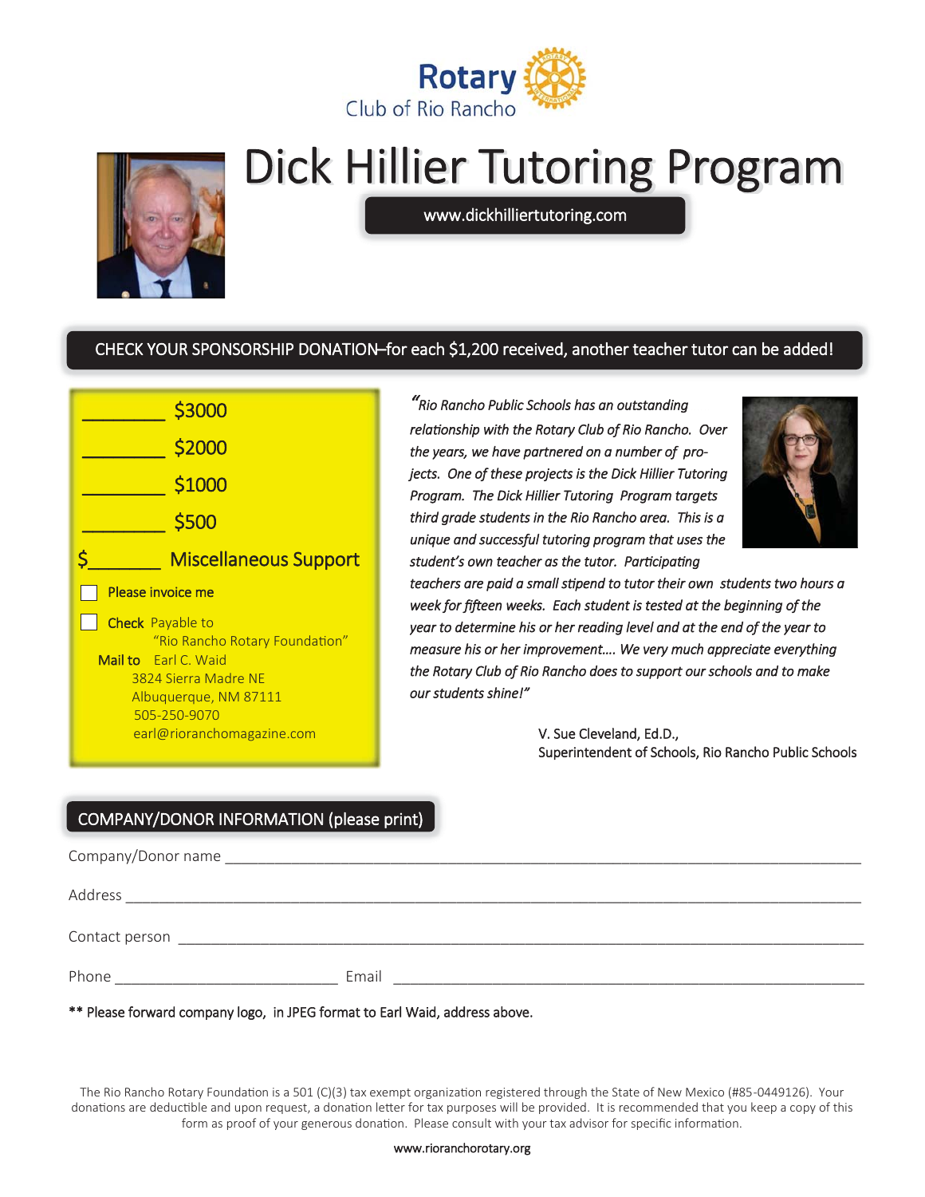Rotary Club of Rio Rancho

# Dick Hillier Tutoring Program

www.dickhilliertutoring.com

## CHECK YOUR SPONSORSHIP DONATION—for each $1,200 received, another teacher tutor can be added!

_________ $3000

_________ $2000

_________ $1000

_________ $500

$________ Miscellaneous Support

☐ Please invoice me

☐ Check Payable to "Rio Rancho Rotary Foundation"

Mail to Earl C. Waid
3824 Sierra Madre NE
Albuquerque, NM 87111
505-250-9070
earl@rioranchomagazine.com

*"Rio Rancho Public Schools has an outstanding relationship with the Rotary Club of Rio Rancho. Over the years, we have partnered on a number of projects. One of these projects is the Dick Hillier Tutoring Program. The Dick Hillier Tutoring Program targets third grade students in the Rio Rancho area. This is a unique and successful tutoring program that uses the student's own teacher as the tutor. Participating teachers are paid a small stipend to tutor their own students two hours a week for fifteen weeks. Each student is tested at the beginning of the year to determine his or her reading level and at the end of the year to measure his or her improvement…. We very much appreciate everything the Rotary Club of Rio Rancho does to support our schools and to make our students shine!"*

V. Sue Cleveland, Ed.D.,
Superintendent of Schools, Rio Rancho Public Schools

## COMPANY/DONOR INFORMATION (please print)

Company/Donor name ______________________________________________

Address ______________________________________________

Contact person ______________________________________________

Phone ____________________ Email ______________________________

** Please forward company logo, in JPEG format to Earl Waid, address above.

The Rio Rancho Rotary Foundation is a 501 (C)(3) tax exempt organization registered through the State of New Mexico (#85-0449126). Your donations are deductible and upon request, a donation letter for tax purposes will be provided. It is recommended that you keep a copy of this form as proof of your generous donation. Please consult with your tax advisor for specific information.

www.rioranchorotary.org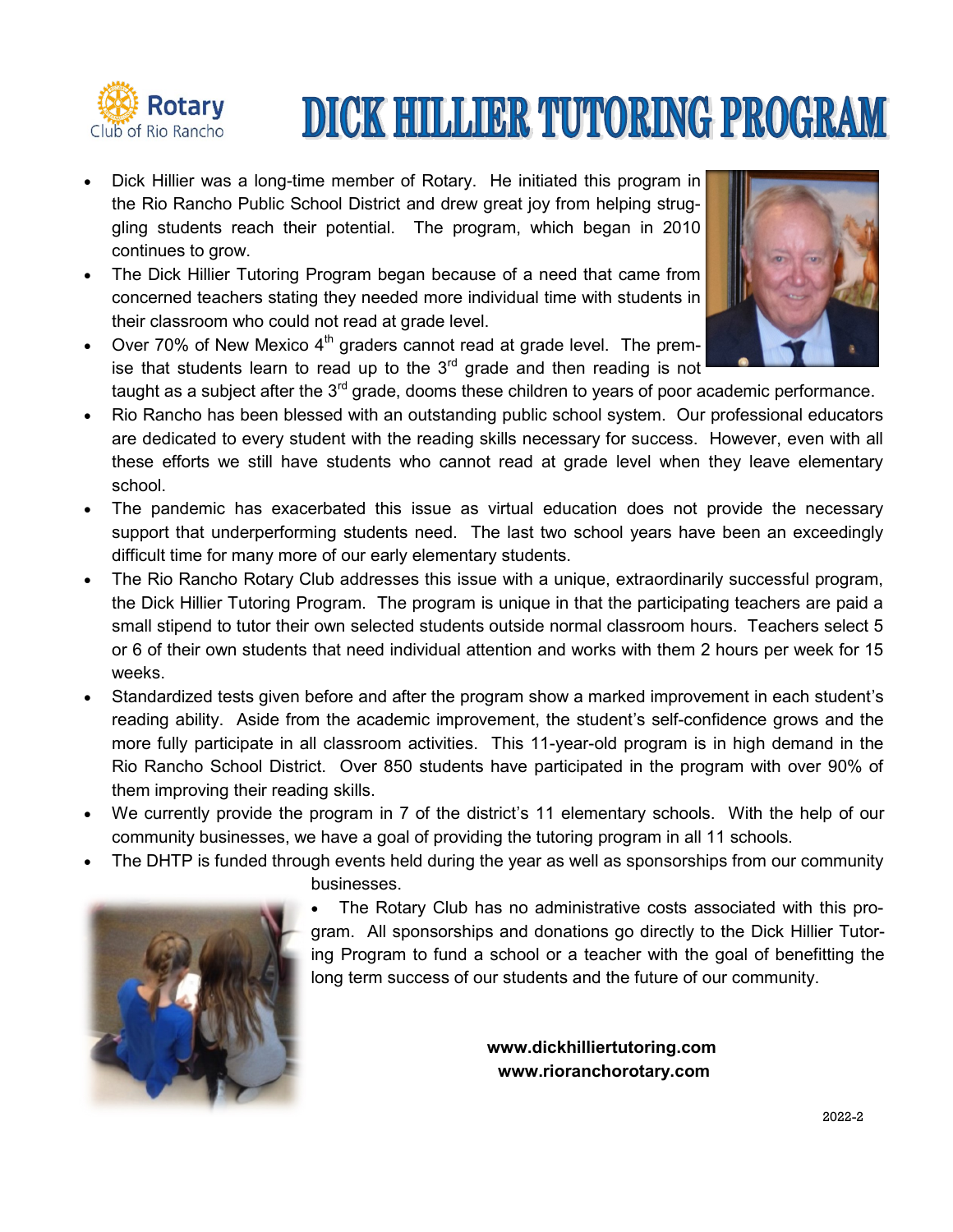Rotary Club of Rio Rancho

# DICK HILLIER TUTORING PROGRAM

- Dick Hillier was a long-time member of Rotary. He initiated this program in the Rio Rancho Public School District and drew great joy from helping struggling students reach their potential. The program, which began in 2010 continues to grow.
- The Dick Hillier Tutoring Program began because of a need that came from concerned teachers stating they needed more individual time with students in their classroom who could not read at grade level.
- Over 70% of New Mexico 4th graders cannot read at grade level. The premise that students learn to read up to the 3rd grade and then reading is not taught as a subject after the 3rd grade, dooms these children to years of poor academic performance.
- Rio Rancho has been blessed with an outstanding public school system. Our professional educators are dedicated to every student with the reading skills necessary for success. However, even with all these efforts we still have students who cannot read at grade level when they leave elementary school.
- The pandemic has exacerbated this issue as virtual education does not provide the necessary support that underperforming students need. The last two school years have been an exceedingly difficult time for many more of our early elementary students.
- The Rio Rancho Rotary Club addresses this issue with a unique, extraordinarily successful program, the Dick Hillier Tutoring Program. The program is unique in that the participating teachers are paid a small stipend to tutor their own selected students outside normal classroom hours. Teachers select 5 or 6 of their own students that need individual attention and works with them 2 hours per week for 15 weeks.
- Standardized tests given before and after the program show a marked improvement in each student's reading ability. Aside from the academic improvement, the student's self-confidence grows and the more fully participate in all classroom activities. This 11-year-old program is in high demand in the Rio Rancho School District. Over 850 students have participated in the program with over 90% of them improving their reading skills.
- We currently provide the program in 7 of the district's 11 elementary schools. With the help of our community businesses, we have a goal of providing the tutoring program in all 11 schools.
- The DHTP is funded through events held during the year as well as sponsorships from our community businesses.
- The Rotary Club has no administrative costs associated with this program. All sponsorships and donations go directly to the Dick Hillier Tutoring Program to fund a school or a teacher with the goal of benefitting the long term success of our students and the future of our community.

**www.dickhilliertutoring.com**
**www.rioranchorotary.com**

2022-2